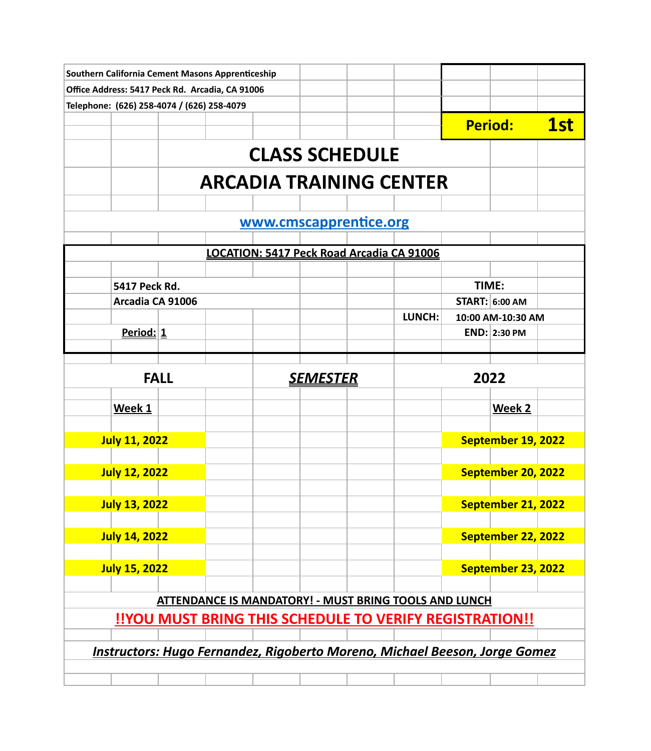**Southern California Cement Masons Apprenticeship**
**Office Address: 5417 Peck Rd. Arcadia, CA 91006**
**Telephone: (626) 258-4074 / (626) 258-4079**

**Period: 1st**

# CLASS SCHEDULE
# ARCADIA TRAINING CENTER

**www.cmscapprentice.org**

**LOCATION: 5417 Peck Road Arcadia CA 91006**

**5417 Peck Rd.**
**Arcadia CA 91006**

**Period: 1**

**TIME:**
**START:** 6:00 AM
**LUNCH:** 10:00 AM-10:30 AM
**END:** 2:30 PM

## FALL *SEMESTER* 2022

| Week 1 | Week 2 |
|---|---|
| July 11, 2022 | September 19, 2022 |
| July 12, 2022 | September 20, 2022 |
| July 13, 2022 | September 21, 2022 |
| July 14, 2022 | September 22, 2022 |
| July 15, 2022 | September 23, 2022 |

**ATTENDANCE IS MANDATORY! - MUST BRING TOOLS AND LUNCH**

**!!YOU MUST BRING THIS SCHEDULE TO VERIFY REGISTRATION!!**

***Instructors: Hugo Fernandez, Rigoberto Moreno, Michael Beeson, Jorge Gomez***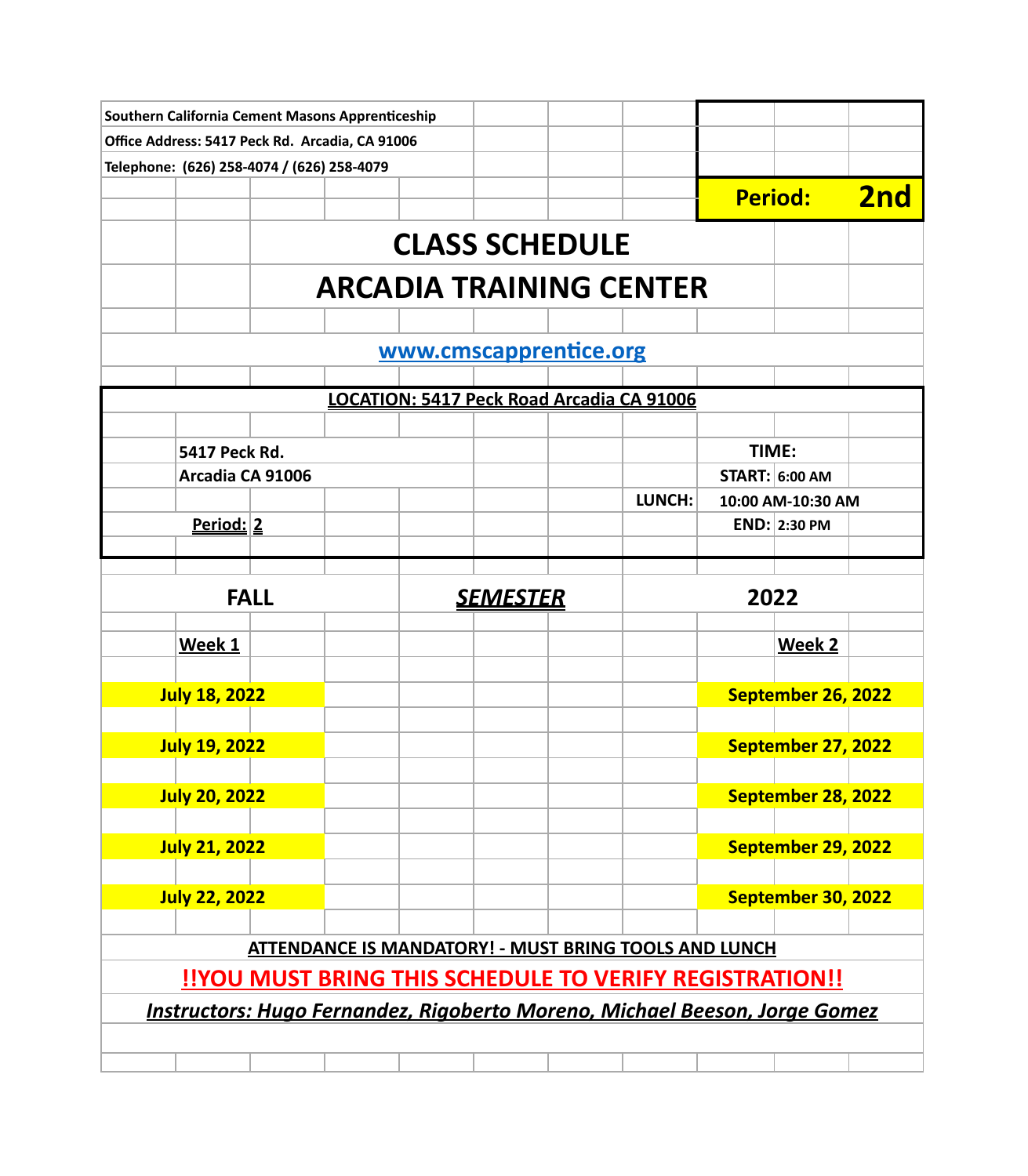Southern California Cement Masons Apprenticeship
Office Address: 5417 Peck Rd. Arcadia, CA 91006
Telephone: (626) 258-4074 / (626) 258-4079

**Period: 2nd**

# CLASS SCHEDULE
# ARCADIA TRAINING CENTER

www.cmscapprentice.org

**LOCATION: 5417 Peck Road Arcadia CA 91006**

5417 Peck Rd.
Arcadia CA 91006

**Period: 2**

| TIME: | |
|---|---|
| START: | 6:00 AM |
| LUNCH: | 10:00 AM-10:30 AM |
| END: | 2:30 PM |

## FALL *SEMESTER* 2022

| Week 1 | Week 2 |
|---|---|
| July 18, 2022 | September 26, 2022 |
| July 19, 2022 | September 27, 2022 |
| July 20, 2022 | September 28, 2022 |
| July 21, 2022 | September 29, 2022 |
| July 22, 2022 | September 30, 2022 |

**ATTENDANCE IS MANDATORY! - MUST BRING TOOLS AND LUNCH**

**!!YOU MUST BRING THIS SCHEDULE TO VERIFY REGISTRATION!!**

***Instructors: Hugo Fernandez, Rigoberto Moreno, Michael Beeson, Jorge Gomez***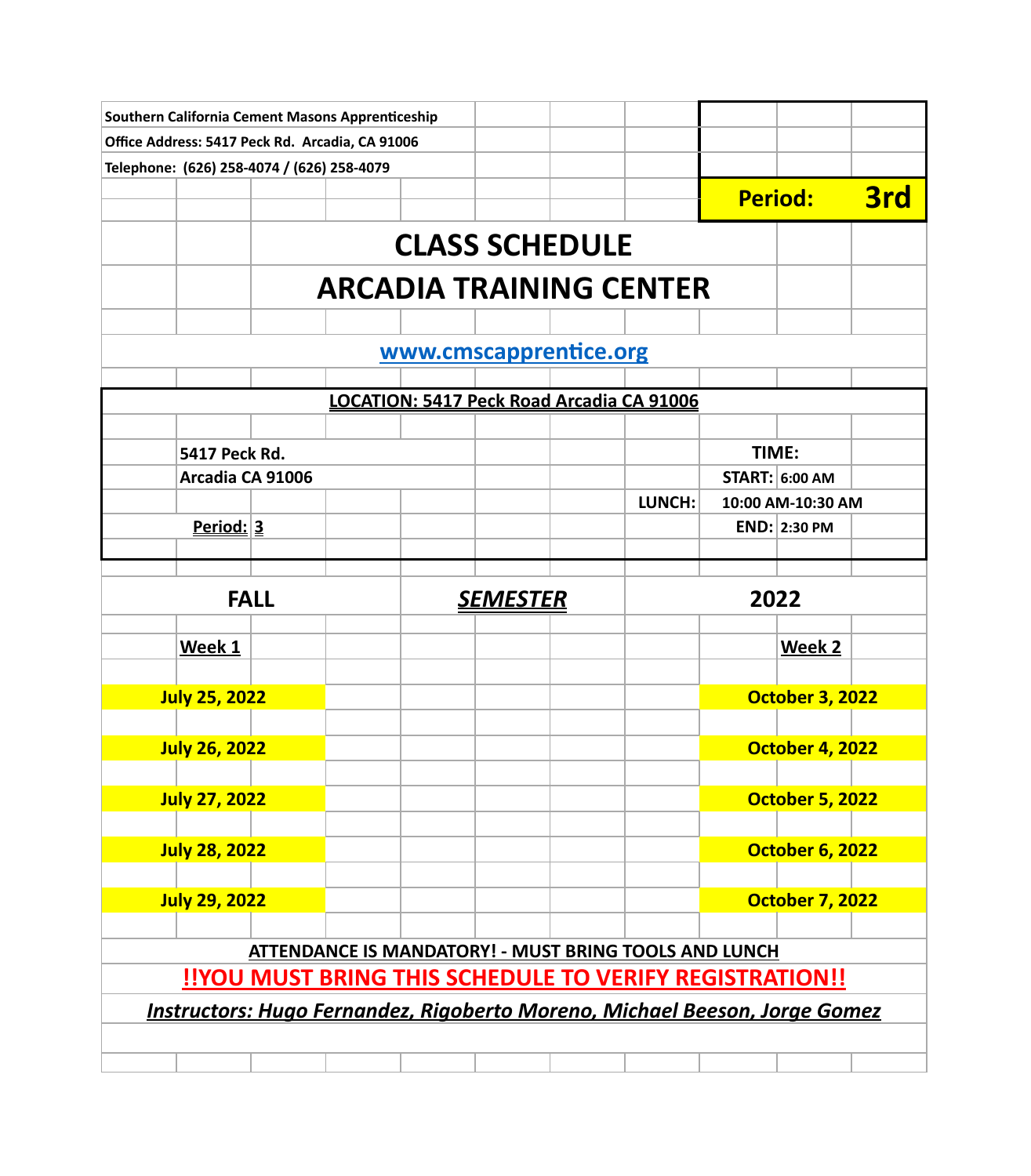**Southern California Cement Masons Apprenticeship**
**Office Address: 5417 Peck Rd. Arcadia, CA 91006**
**Telephone: (626) 258-4074 / (626) 258-4079**

**Period: 3rd**

# CLASS SCHEDULE
# ARCADIA TRAINING CENTER

**www.cmscapprentice.org**

**LOCATION: 5417 Peck Road Arcadia CA 91006**

**5417 Peck Rd.**
**Arcadia CA 91006**

**Period: 3**

**TIME:**
**START: 6:00 AM**
**LUNCH: 10:00 AM-10:30 AM**
**END: 2:30 PM**

## FALL *SEMESTER* 2022

| Week 1 | Week 2 |
|---|---|
| July 25, 2022 | October 3, 2022 |
| July 26, 2022 | October 4, 2022 |
| July 27, 2022 | October 5, 2022 |
| July 28, 2022 | October 6, 2022 |
| July 29, 2022 | October 7, 2022 |

**ATTENDANCE IS MANDATORY! - MUST BRING TOOLS AND LUNCH**

**!!YOU MUST BRING THIS SCHEDULE TO VERIFY REGISTRATION!!**

***Instructors: Hugo Fernandez, Rigoberto Moreno, Michael Beeson, Jorge Gomez***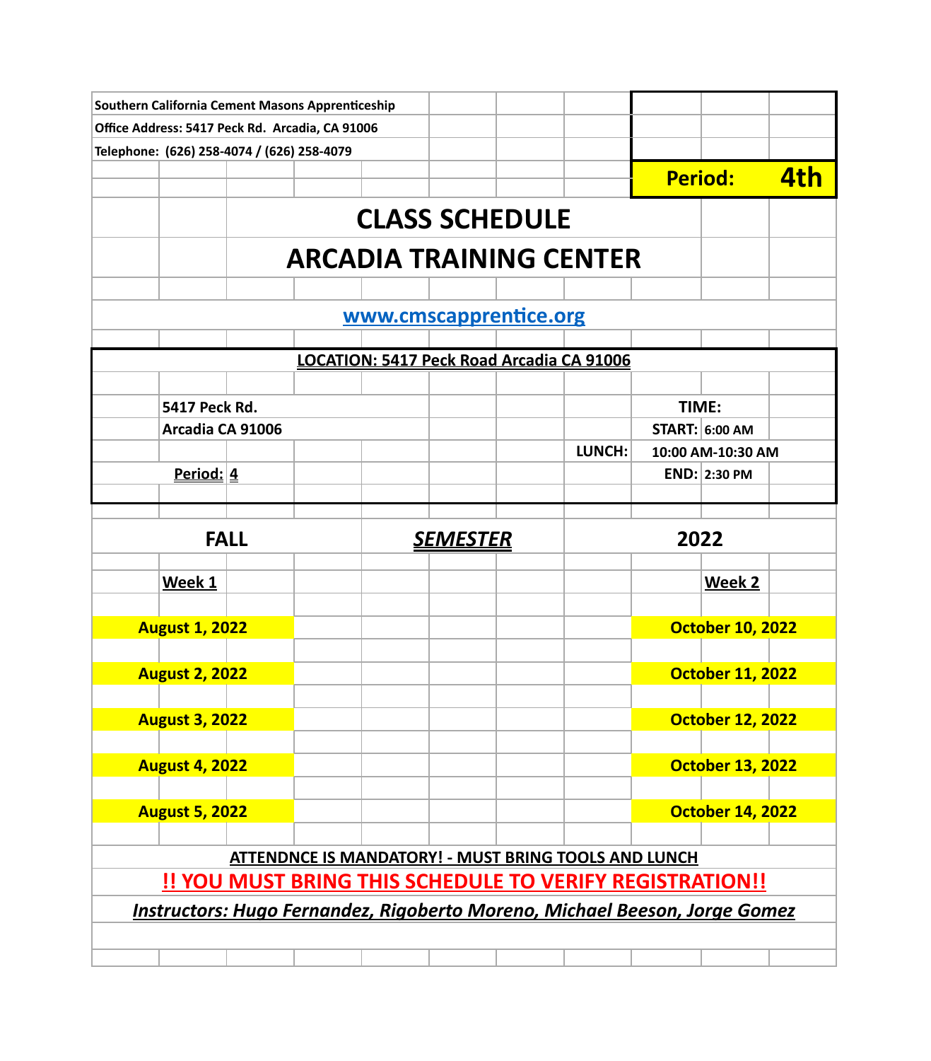**Southern California Cement Masons Apprenticeship**
**Office Address: 5417 Peck Rd. Arcadia, CA 91006**
**Telephone: (626) 258-4074 / (626) 258-4079**

**Period: 4th**

# CLASS SCHEDULE

# ARCADIA TRAINING CENTER

[www.cmscapprentice.org](http://www.cmscapprentice.org)

**LOCATION: 5417 Peck Road Arcadia CA 91006**

**5417 Peck Rd.**
**Arcadia CA 91006**

**Period: 4**

**TIME:**
**START:** 6:00 AM
**LUNCH:** 10:00 AM-10:30 AM
**END:** 2:30 PM

## FALL *SEMESTER* 2022

| Week 1 | Week 2 |
|---|---|
| August 1, 2022 | October 10, 2022 |
| August 2, 2022 | October 11, 2022 |
| August 3, 2022 | October 12, 2022 |
| August 4, 2022 | October 13, 2022 |
| August 5, 2022 | October 14, 2022 |

**ATTENDNCE IS MANDATORY! - MUST BRING TOOLS AND LUNCH**

**!! YOU MUST BRING THIS SCHEDULE TO VERIFY REGISTRATION!!**

***Instructors: Hugo Fernandez, Rigoberto Moreno, Michael Beeson, Jorge Gomez***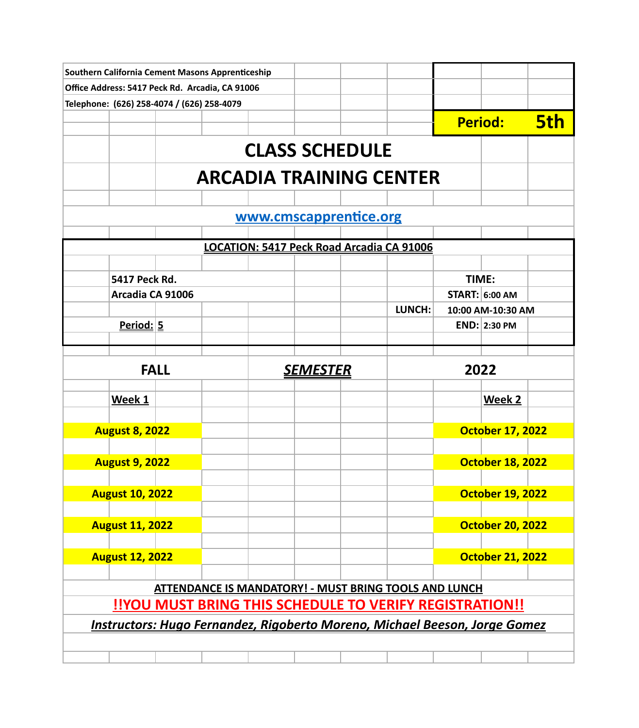**Southern California Cement Masons Apprenticeship**
**Office Address: 5417 Peck Rd. Arcadia, CA 91006**
**Telephone: (626) 258-4074 / (626) 258-4079**

**Period: 5th**

# CLASS SCHEDULE
# ARCADIA TRAINING CENTER

**www.cmscapprentice.org**

**LOCATION: 5417 Peck Road Arcadia CA 91006**

**5417 Peck Rd.**
**Arcadia CA 91006**

**Period: 5**

**TIME:**
**START:** 6:00 AM
**LUNCH:** 10:00 AM-10:30 AM
**END:** 2:30 PM

## FALL *SEMESTER* 2022

| Week 1 | Week 2 |
|---|---|
| August 8, 2022 | October 17, 2022 |
| August 9, 2022 | October 18, 2022 |
| August 10, 2022 | October 19, 2022 |
| August 11, 2022 | October 20, 2022 |
| August 12, 2022 | October 21, 2022 |

**ATTENDANCE IS MANDATORY! - MUST BRING TOOLS AND LUNCH**

**!!YOU MUST BRING THIS SCHEDULE TO VERIFY REGISTRATION!!**

***Instructors: Hugo Fernandez, Rigoberto Moreno, Michael Beeson, Jorge Gomez***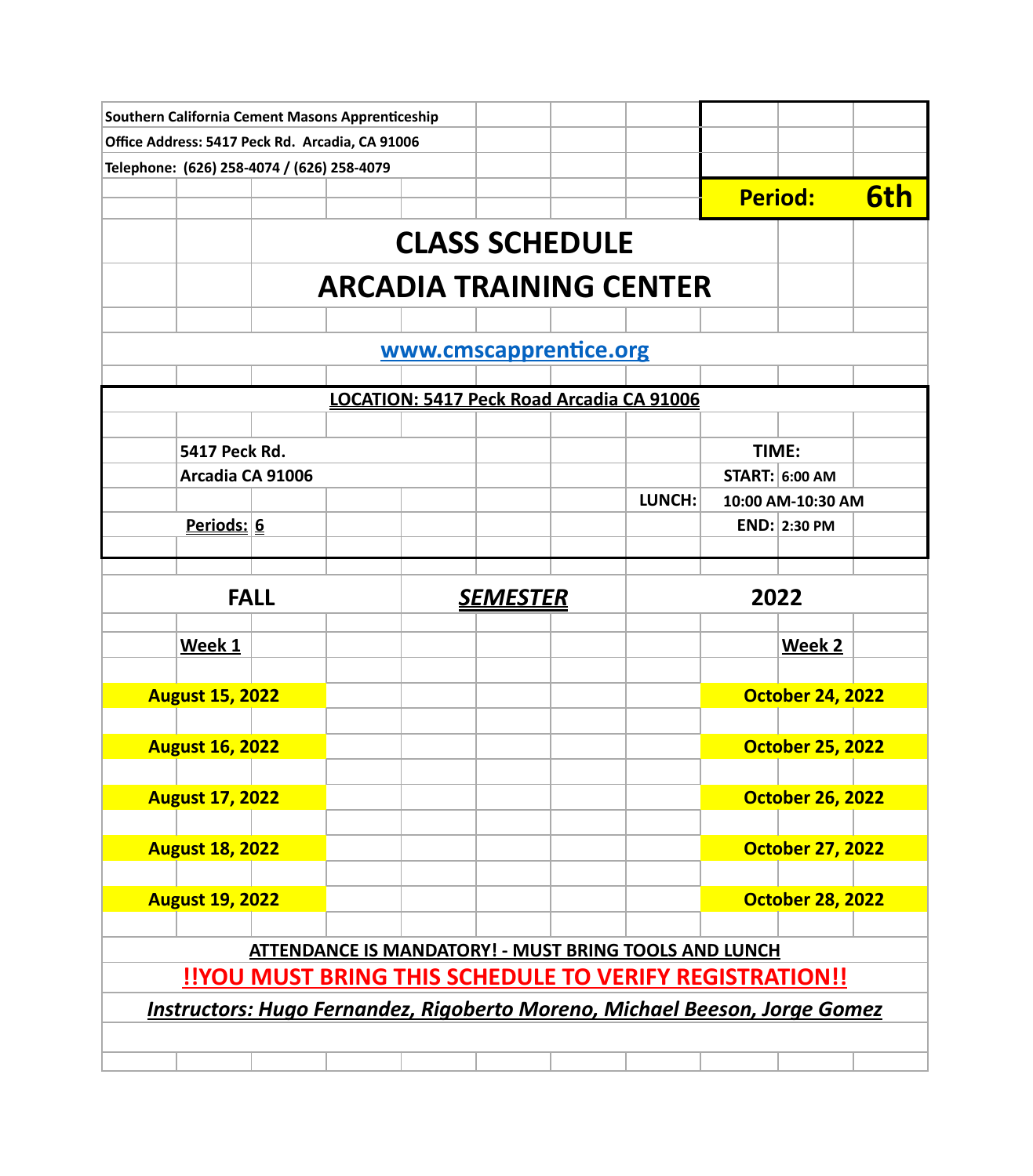**Southern California Cement Masons Apprenticeship**
**Office Address: 5417 Peck Rd. Arcadia, CA 91006**
**Telephone: (626) 258-4074 / (626) 258-4079**

**Period: 6th**

# CLASS SCHEDULE
# ARCADIA TRAINING CENTER

**www.cmscapprentice.org**

**LOCATION: 5417 Peck Road Arcadia CA 91006**

**5417 Peck Rd.**
**Arcadia CA 91006**

**Periods: 6**

**TIME:**
**START:** 6:00 AM
**LUNCH:** 10:00 AM-10:30 AM
**END:** 2:30 PM

## FALL *SEMESTER* 2022

| Week 1 | Week 2 |
| --- | --- |
| August 15, 2022 | October 24, 2022 |
| August 16, 2022 | October 25, 2022 |
| August 17, 2022 | October 26, 2022 |
| August 18, 2022 | October 27, 2022 |
| August 19, 2022 | October 28, 2022 |

**ATTENDANCE IS MANDATORY! - MUST BRING TOOLS AND LUNCH**

**!!YOU MUST BRING THIS SCHEDULE TO VERIFY REGISTRATION!!**

***Instructors: Hugo Fernandez, Rigoberto Moreno, Michael Beeson, Jorge Gomez***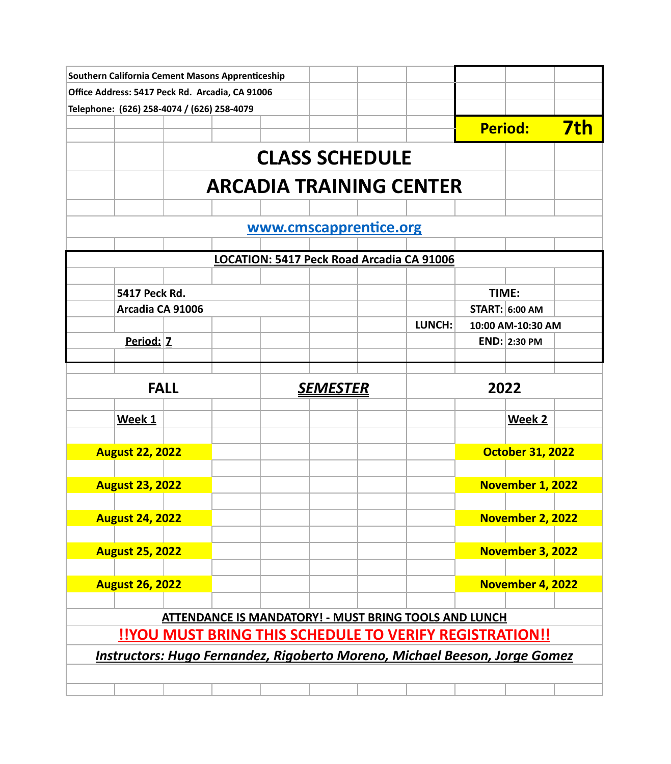**Southern California Cement Masons Apprenticeship**

**Office Address: 5417 Peck Rd. Arcadia, CA 91006**

**Telephone: (626) 258-4074 / (626) 258-4079**

**Period: 7th**

# CLASS SCHEDULE
# ARCADIA TRAINING CENTER

[www.cmscapprentice.org](www.cmscapprentice.org)

**LOCATION: 5417 Peck Road Arcadia CA 91006**

**5417 Peck Rd.**
**Arcadia CA 91006**

**Period: 7**

**TIME:**
**START:** 6:00 AM
**LUNCH:** 10:00 AM-10:30 AM
**END:** 2:30 PM

## FALL *SEMESTER* 2022

| Week 1 | Week 2 |
| --- | --- |
| August 22, 2022 | October 31, 2022 |
| August 23, 2022 | November 1, 2022 |
| August 24, 2022 | November 2, 2022 |
| August 25, 2022 | November 3, 2022 |
| August 26, 2022 | November 4, 2022 |

**ATTENDANCE IS MANDATORY! - MUST BRING TOOLS AND LUNCH**

**!!YOU MUST BRING THIS SCHEDULE TO VERIFY REGISTRATION!!**

***Instructors: Hugo Fernandez, Rigoberto Moreno, Michael Beeson, Jorge Gomez***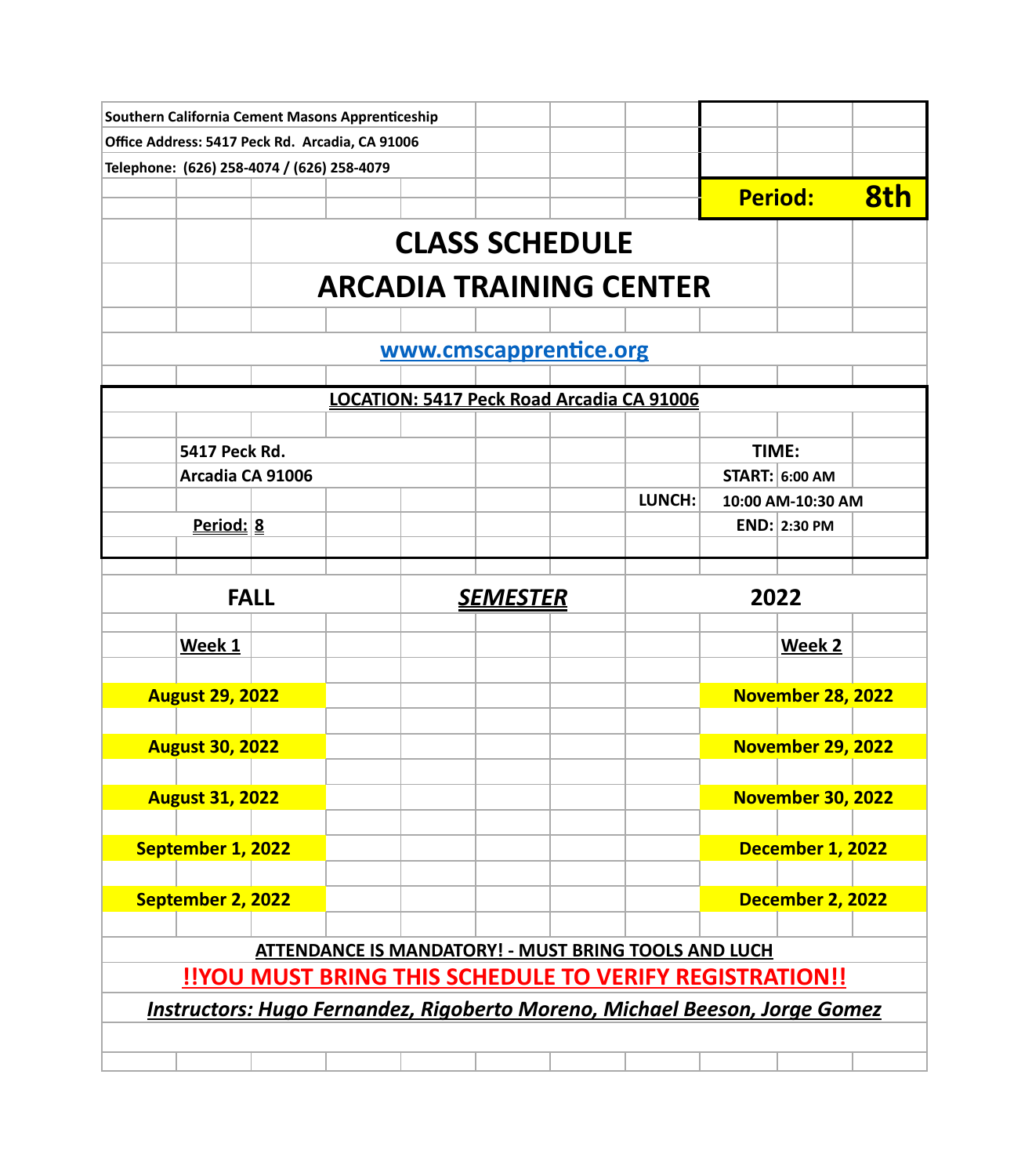Southern California Cement Masons Apprenticeship

Office Address: 5417 Peck Rd. Arcadia, CA 91006

Telephone: (626) 258-4074 / (626) 258-4079

**Period: 8th**

# CLASS SCHEDULE

# ARCADIA TRAINING CENTER

**www.cmscapprentice.org**

**LOCATION: 5417 Peck Road Arcadia CA 91006**

**5417 Peck Rd.**
**Arcadia CA 91006**

**Period: 8**

**TIME:**
**START:** 6:00 AM
**LUNCH:** 10:00 AM-10:30 AM
**END:** 2:30 PM

## FALL *SEMESTER* 2022

| Week 1 | Week 2 |
|---|---|
| August 29, 2022 | November 28, 2022 |
| August 30, 2022 | November 29, 2022 |
| August 31, 2022 | November 30, 2022 |
| September 1, 2022 | December 1, 2022 |
| September 2, 2022 | December 2, 2022 |

**ATTENDANCE IS MANDATORY! - MUST BRING TOOLS AND LUCH**

**!!YOU MUST BRING THIS SCHEDULE TO VERIFY REGISTRATION!!**

***Instructors: Hugo Fernandez, Rigoberto Moreno, Michael Beeson, Jorge Gomez***